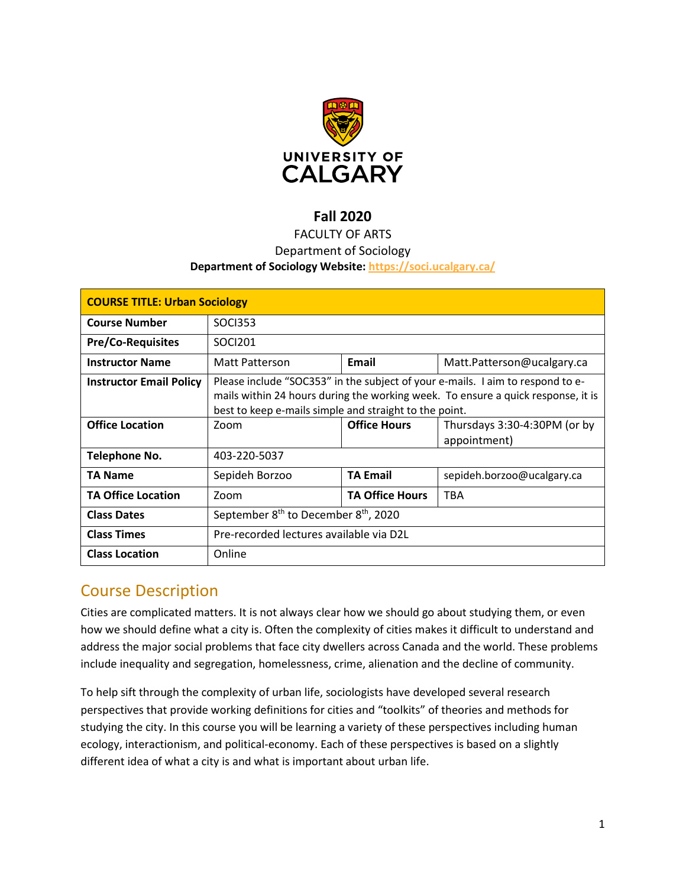UNIVERSITY OF CALGARY

# Fall 2020

FACULTY OF ARTS

Department of Sociology

**Department of Sociology Website:** https://soci.ucalgary.ca/

| **COURSE TITLE: Urban Sociology** | | | |
|---|---|---|---|
| **Course Number** | SOCI353 | | |
| **Pre/Co-Requisites** | SOCI201 | | |
| **Instructor Name** | Matt Patterson | **Email** | Matt.Patterson@ucalgary.ca |
| **Instructor Email Policy** | Please include "SOC353" in the subject of your e-mails. I aim to respond to e-mails within 24 hours during the working week. To ensure a quick response, it is best to keep e-mails simple and straight to the point. | | |
| **Office Location** | Zoom | **Office Hours** | Thursdays 3:30-4:30PM (or by appointment) |
| **Telephone No.** | 403-220-5037 | | |
| **TA Name** | Sepideh Borzoo | **TA Email** | sepideh.borzoo@ucalgary.ca |
| **TA Office Location** | Zoom | **TA Office Hours** | TBA |
| **Class Dates** | September 8th to December 8th, 2020 | | |
| **Class Times** | Pre-recorded lectures available via D2L | | |
| **Class Location** | Online | | |

## Course Description

Cities are complicated matters. It is not always clear how we should go about studying them, or even how we should define what a city is. Often the complexity of cities makes it difficult to understand and address the major social problems that face city dwellers across Canada and the world. These problems include inequality and segregation, homelessness, crime, alienation and the decline of community.

To help sift through the complexity of urban life, sociologists have developed several research perspectives that provide working definitions for cities and "toolkits" of theories and methods for studying the city. In this course you will be learning a variety of these perspectives including human ecology, interactionism, and political-economy. Each of these perspectives is based on a slightly different idea of what a city is and what is important about urban life.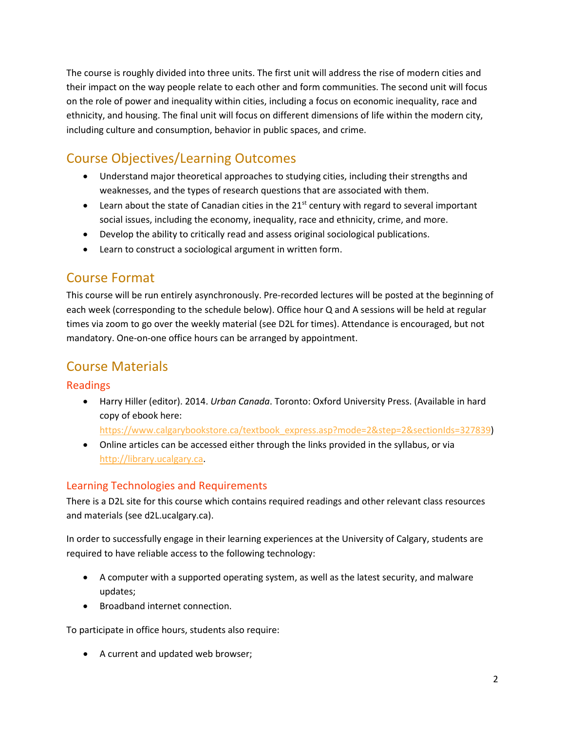The course is roughly divided into three units. The first unit will address the rise of modern cities and their impact on the way people relate to each other and form communities. The second unit will focus on the role of power and inequality within cities, including a focus on economic inequality, race and ethnicity, and housing. The final unit will focus on different dimensions of life within the modern city, including culture and consumption, behavior in public spaces, and crime.

## Course Objectives/Learning Outcomes

- Understand major theoretical approaches to studying cities, including their strengths and weaknesses, and the types of research questions that are associated with them.
- Learn about the state of Canadian cities in the 21st century with regard to several important social issues, including the economy, inequality, race and ethnicity, crime, and more.
- Develop the ability to critically read and assess original sociological publications.
- Learn to construct a sociological argument in written form.

## Course Format

This course will be run entirely asynchronously. Pre-recorded lectures will be posted at the beginning of each week (corresponding to the schedule below). Office hour Q and A sessions will be held at regular times via zoom to go over the weekly material (see D2L for times). Attendance is encouraged, but not mandatory. One-on-one office hours can be arranged by appointment.

## Course Materials

### Readings

- Harry Hiller (editor). 2014. *Urban Canada*. Toronto: Oxford University Press. (Available in hard copy of ebook here: https://www.calgarybookstore.ca/textbook_express.asp?mode=2&step=2&sectionIds=327839)
- Online articles can be accessed either through the links provided in the syllabus, or via http://library.ucalgary.ca.

### Learning Technologies and Requirements

There is a D2L site for this course which contains required readings and other relevant class resources and materials (see d2L.ucalgary.ca).

In order to successfully engage in their learning experiences at the University of Calgary, students are required to have reliable access to the following technology:

- A computer with a supported operating system, as well as the latest security, and malware updates;
- Broadband internet connection.

To participate in office hours, students also require:

- A current and updated web browser;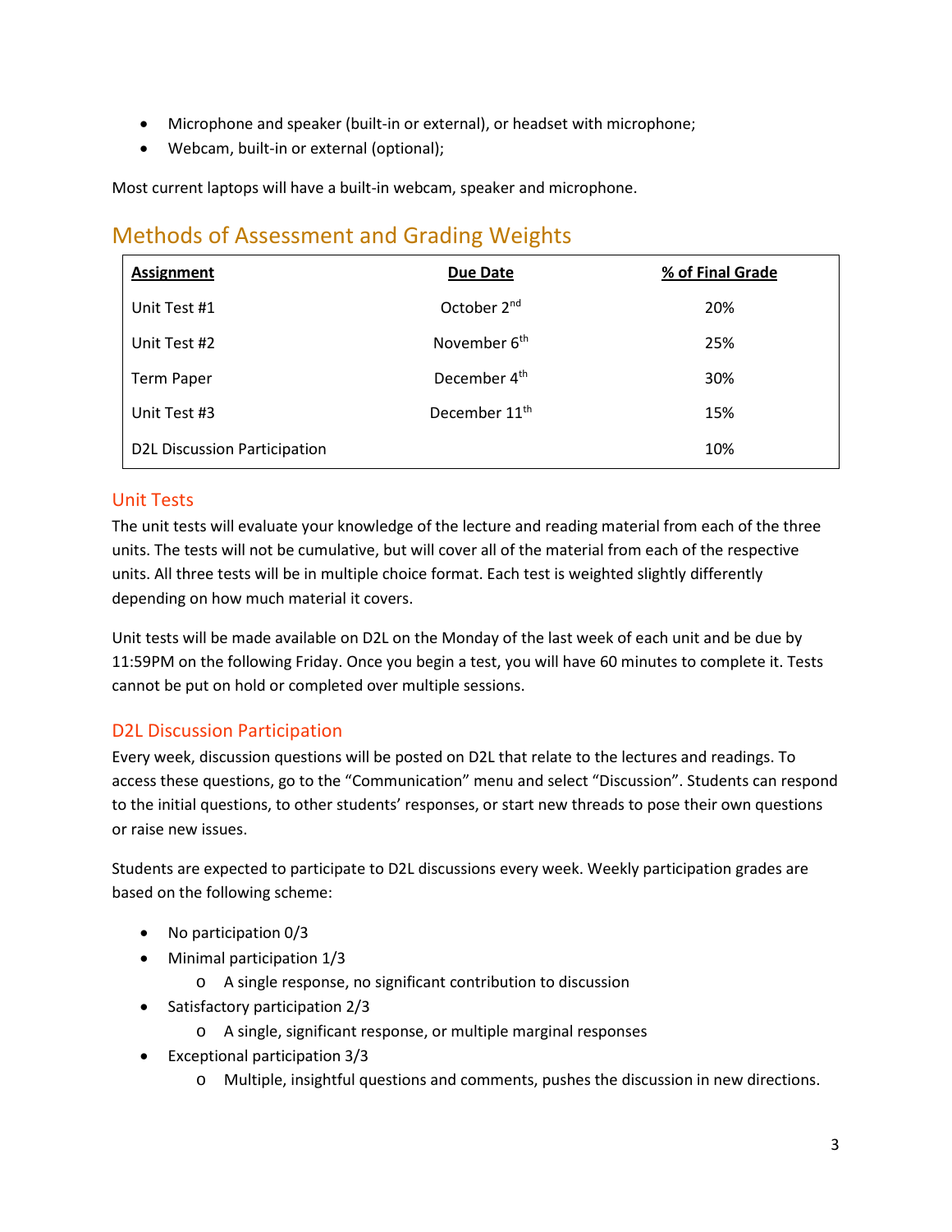- Microphone and speaker (built-in or external), or headset with microphone;
- Webcam, built-in or external (optional);

Most current laptops will have a built-in webcam, speaker and microphone.

## Methods of Assessment and Grading Weights

| Assignment | Due Date | % of Final Grade |
|---|---|---|
| Unit Test #1 | October 2nd | 20% |
| Unit Test #2 | November 6th | 25% |
| Term Paper | December 4th | 30% |
| Unit Test #3 | December 11th | 15% |
| D2L Discussion Participation | | 10% |

### Unit Tests

The unit tests will evaluate your knowledge of the lecture and reading material from each of the three units. The tests will not be cumulative, but will cover all of the material from each of the respective units. All three tests will be in multiple choice format. Each test is weighted slightly differently depending on how much material it covers.

Unit tests will be made available on D2L on the Monday of the last week of each unit and be due by 11:59PM on the following Friday. Once you begin a test, you will have 60 minutes to complete it. Tests cannot be put on hold or completed over multiple sessions.

### D2L Discussion Participation

Every week, discussion questions will be posted on D2L that relate to the lectures and readings. To access these questions, go to the "Communication" menu and select "Discussion". Students can respond to the initial questions, to other students' responses, or start new threads to pose their own questions or raise new issues.

Students are expected to participate to D2L discussions every week. Weekly participation grades are based on the following scheme:

- No participation 0/3
- Minimal participation 1/3
  - A single response, no significant contribution to discussion
- Satisfactory participation 2/3
  - A single, significant response, or multiple marginal responses
- Exceptional participation 3/3
  - Multiple, insightful questions and comments, pushes the discussion in new directions.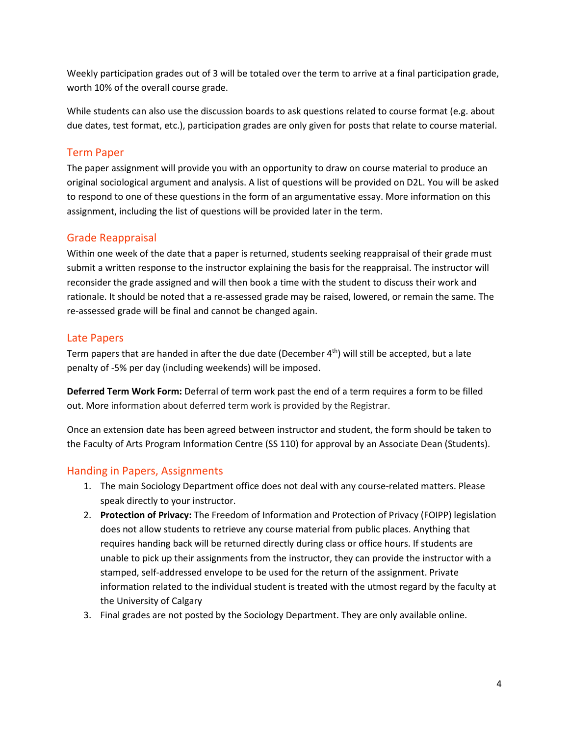Weekly participation grades out of 3 will be totaled over the term to arrive at a final participation grade, worth 10% of the overall course grade.

While students can also use the discussion boards to ask questions related to course format (e.g. about due dates, test format, etc.), participation grades are only given for posts that relate to course material.

## Term Paper

The paper assignment will provide you with an opportunity to draw on course material to produce an original sociological argument and analysis. A list of questions will be provided on D2L. You will be asked to respond to one of these questions in the form of an argumentative essay. More information on this assignment, including the list of questions will be provided later in the term.

## Grade Reappraisal

Within one week of the date that a paper is returned, students seeking reappraisal of their grade must submit a written response to the instructor explaining the basis for the reappraisal. The instructor will reconsider the grade assigned and will then book a time with the student to discuss their work and rationale. It should be noted that a re-assessed grade may be raised, lowered, or remain the same. The re-assessed grade will be final and cannot be changed again.

## Late Papers

Term papers that are handed in after the due date (December 4th) will still be accepted, but a late penalty of -5% per day (including weekends) will be imposed.

**Deferred Term Work Form:** Deferral of term work past the end of a term requires a form to be filled out. More information about deferred term work is provided by the Registrar.

Once an extension date has been agreed between instructor and student, the form should be taken to the Faculty of Arts Program Information Centre (SS 110) for approval by an Associate Dean (Students).

## Handing in Papers, Assignments

1. The main Sociology Department office does not deal with any course-related matters. Please speak directly to your instructor.
2. **Protection of Privacy:** The Freedom of Information and Protection of Privacy (FOIPP) legislation does not allow students to retrieve any course material from public places. Anything that requires handing back will be returned directly during class or office hours. If students are unable to pick up their assignments from the instructor, they can provide the instructor with a stamped, self-addressed envelope to be used for the return of the assignment. Private information related to the individual student is treated with the utmost regard by the faculty at the University of Calgary
3. Final grades are not posted by the Sociology Department. They are only available online.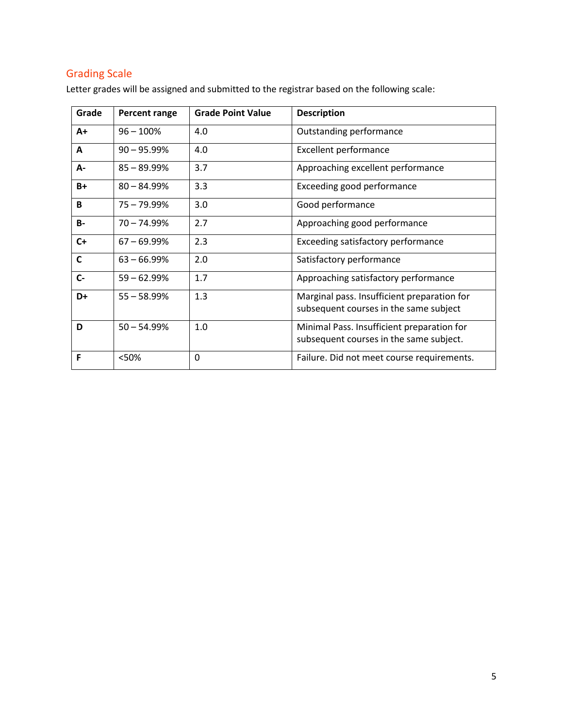## Grading Scale

Letter grades will be assigned and submitted to the registrar based on the following scale:

| Grade | Percent range | Grade Point Value | Description |
| --- | --- | --- | --- |
| **A+** | 96 – 100% | 4.0 | Outstanding performance |
| **A** | 90 – 95.99% | 4.0 | Excellent performance |
| **A-** | 85 – 89.99% | 3.7 | Approaching excellent performance |
| **B+** | 80 – 84.99% | 3.3 | Exceeding good performance |
| **B** | 75 – 79.99% | 3.0 | Good performance |
| **B-** | 70 – 74.99% | 2.7 | Approaching good performance |
| **C+** | 67 – 69.99% | 2.3 | Exceeding satisfactory performance |
| **C** | 63 – 66.99% | 2.0 | Satisfactory performance |
| **C-** | 59 – 62.99% | 1.7 | Approaching satisfactory performance |
| **D+** | 55 – 58.99% | 1.3 | Marginal pass. Insufficient preparation for subsequent courses in the same subject |
| **D** | 50 – 54.99% | 1.0 | Minimal Pass. Insufficient preparation for subsequent courses in the same subject. |
| **F** | <50% | 0 | Failure. Did not meet course requirements. |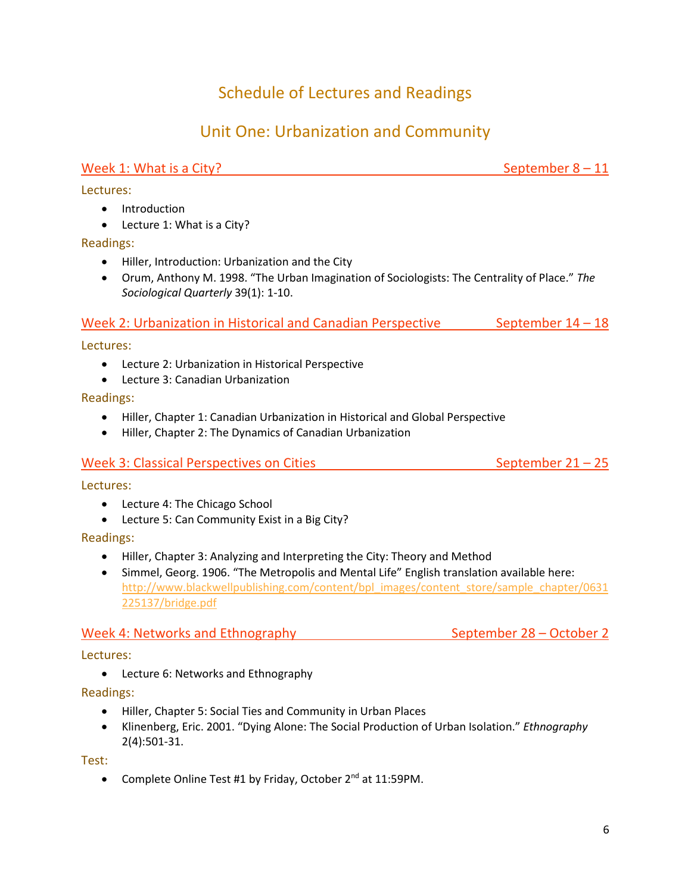# Schedule of Lectures and Readings

## Unit One: Urbanization and Community

### Week 1: What is a City? — September 8 – 11

Lectures:

- Introduction
- Lecture 1: What is a City?

Readings:

- Hiller, Introduction: Urbanization and the City
- Orum, Anthony M. 1998. "The Urban Imagination of Sociologists: The Centrality of Place." *The Sociological Quarterly* 39(1): 1-10.

### Week 2: Urbanization in Historical and Canadian Perspective — September 14 – 18

Lectures:

- Lecture 2: Urbanization in Historical Perspective
- Lecture 3: Canadian Urbanization

Readings:

- Hiller, Chapter 1: Canadian Urbanization in Historical and Global Perspective
- Hiller, Chapter 2: The Dynamics of Canadian Urbanization

### Week 3: Classical Perspectives on Cities — September 21 – 25

Lectures:

- Lecture 4: The Chicago School
- Lecture 5: Can Community Exist in a Big City?

Readings:

- Hiller, Chapter 3: Analyzing and Interpreting the City: Theory and Method
- Simmel, Georg. 1906. "The Metropolis and Mental Life" English translation available here: http://www.blackwellpublishing.com/content/bpl_images/content_store/sample_chapter/0631225137/bridge.pdf

### Week 4: Networks and Ethnography — September 28 – October 2

Lectures:

- Lecture 6: Networks and Ethnography

Readings:

- Hiller, Chapter 5: Social Ties and Community in Urban Places
- Klinenberg, Eric. 2001. "Dying Alone: The Social Production of Urban Isolation." *Ethnography* 2(4):501-31.

Test:

- Complete Online Test #1 by Friday, October 2nd at 11:59PM.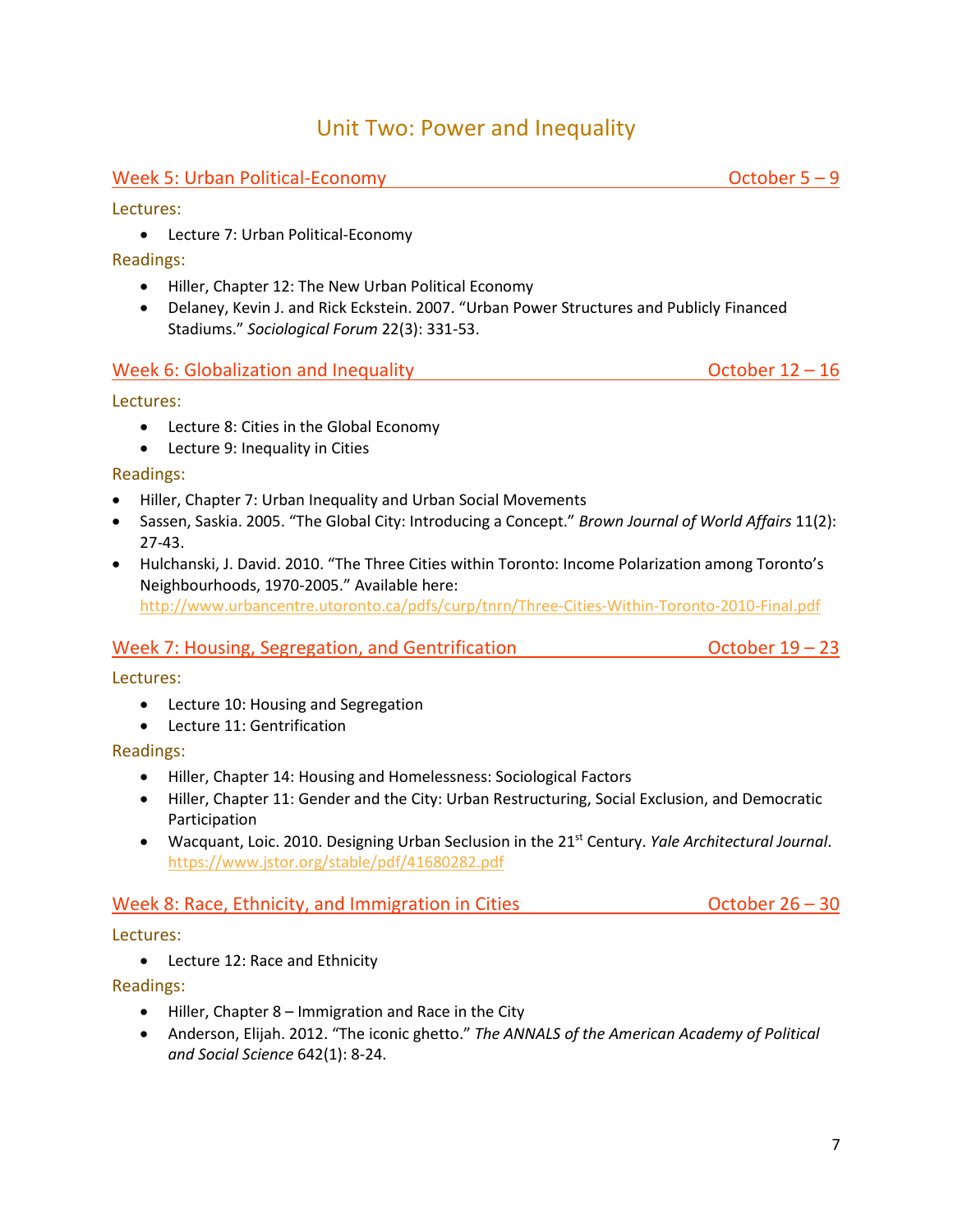# Unit Two: Power and Inequality

## Week 5: Urban Political-Economy — October 5 – 9

### Lectures:

- Lecture 7: Urban Political-Economy

### Readings:

- Hiller, Chapter 12: The New Urban Political Economy
- Delaney, Kevin J. and Rick Eckstein. 2007. "Urban Power Structures and Publicly Financed Stadiums." *Sociological Forum* 22(3): 331-53.

## Week 6: Globalization and Inequality — October 12 – 16

### Lectures:

- Lecture 8: Cities in the Global Economy
- Lecture 9: Inequality in Cities

### Readings:

- Hiller, Chapter 7: Urban Inequality and Urban Social Movements
- Sassen, Saskia. 2005. "The Global City: Introducing a Concept." *Brown Journal of World Affairs* 11(2): 27-43.
- Hulchanski, J. David. 2010. "The Three Cities within Toronto: Income Polarization among Toronto's Neighbourhoods, 1970-2005." Available here: http://www.urbancentre.utoronto.ca/pdfs/curp/tnrn/Three-Cities-Within-Toronto-2010-Final.pdf

## Week 7: Housing, Segregation, and Gentrification — October 19 – 23

### Lectures:

- Lecture 10: Housing and Segregation
- Lecture 11: Gentrification

### Readings:

- Hiller, Chapter 14: Housing and Homelessness: Sociological Factors
- Hiller, Chapter 11: Gender and the City: Urban Restructuring, Social Exclusion, and Democratic Participation
- Wacquant, Loic. 2010. Designing Urban Seclusion in the 21st Century. *Yale Architectural Journal*. https://www.jstor.org/stable/pdf/41680282.pdf

## Week 8: Race, Ethnicity, and Immigration in Cities — October 26 – 30

### Lectures:

- Lecture 12: Race and Ethnicity

### Readings:

- Hiller, Chapter 8 – Immigration and Race in the City
- Anderson, Elijah. 2012. "The iconic ghetto." *The ANNALS of the American Academy of Political and Social Science* 642(1): 8-24.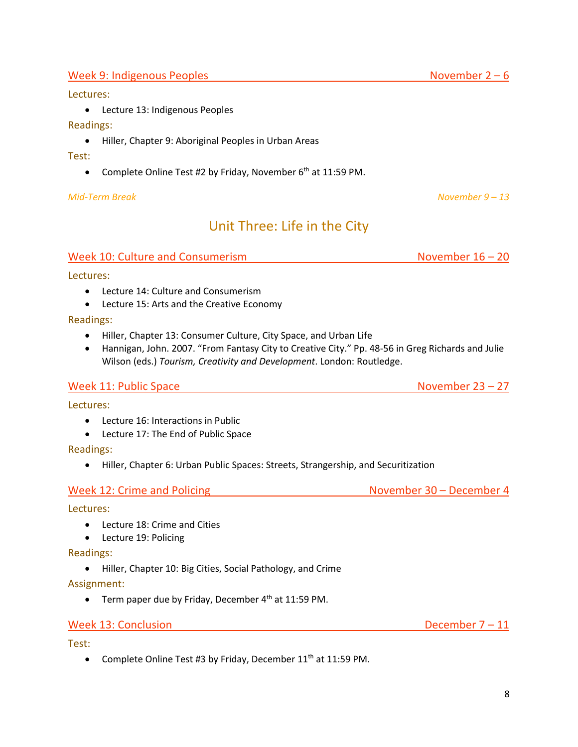### Week 9: Indigenous Peoples — November 2 – 6

Lectures:

- Lecture 13: Indigenous Peoples

Readings:

- Hiller, Chapter 9: Aboriginal Peoples in Urban Areas

Test:

- Complete Online Test #2 by Friday, November 6th at 11:59 PM.

*Mid-Term Break — November 9 – 13*

## Unit Three: Life in the City

### Week 10: Culture and Consumerism — November 16 – 20

Lectures:

- Lecture 14: Culture and Consumerism
- Lecture 15: Arts and the Creative Economy

Readings:

- Hiller, Chapter 13: Consumer Culture, City Space, and Urban Life
- Hannigan, John. 2007. "From Fantasy City to Creative City." Pp. 48-56 in Greg Richards and Julie Wilson (eds.) *Tourism, Creativity and Development*. London: Routledge.

### Week 11: Public Space — November 23 – 27

Lectures:

- Lecture 16: Interactions in Public
- Lecture 17: The End of Public Space

Readings:

- Hiller, Chapter 6: Urban Public Spaces: Streets, Strangership, and Securitization

### Week 12: Crime and Policing — November 30 – December 4

Lectures:

- Lecture 18: Crime and Cities
- Lecture 19: Policing

Readings:

- Hiller, Chapter 10: Big Cities, Social Pathology, and Crime

Assignment:

- Term paper due by Friday, December 4th at 11:59 PM.

### Week 13: Conclusion — December 7 – 11

Test:

- Complete Online Test #3 by Friday, December 11th at 11:59 PM.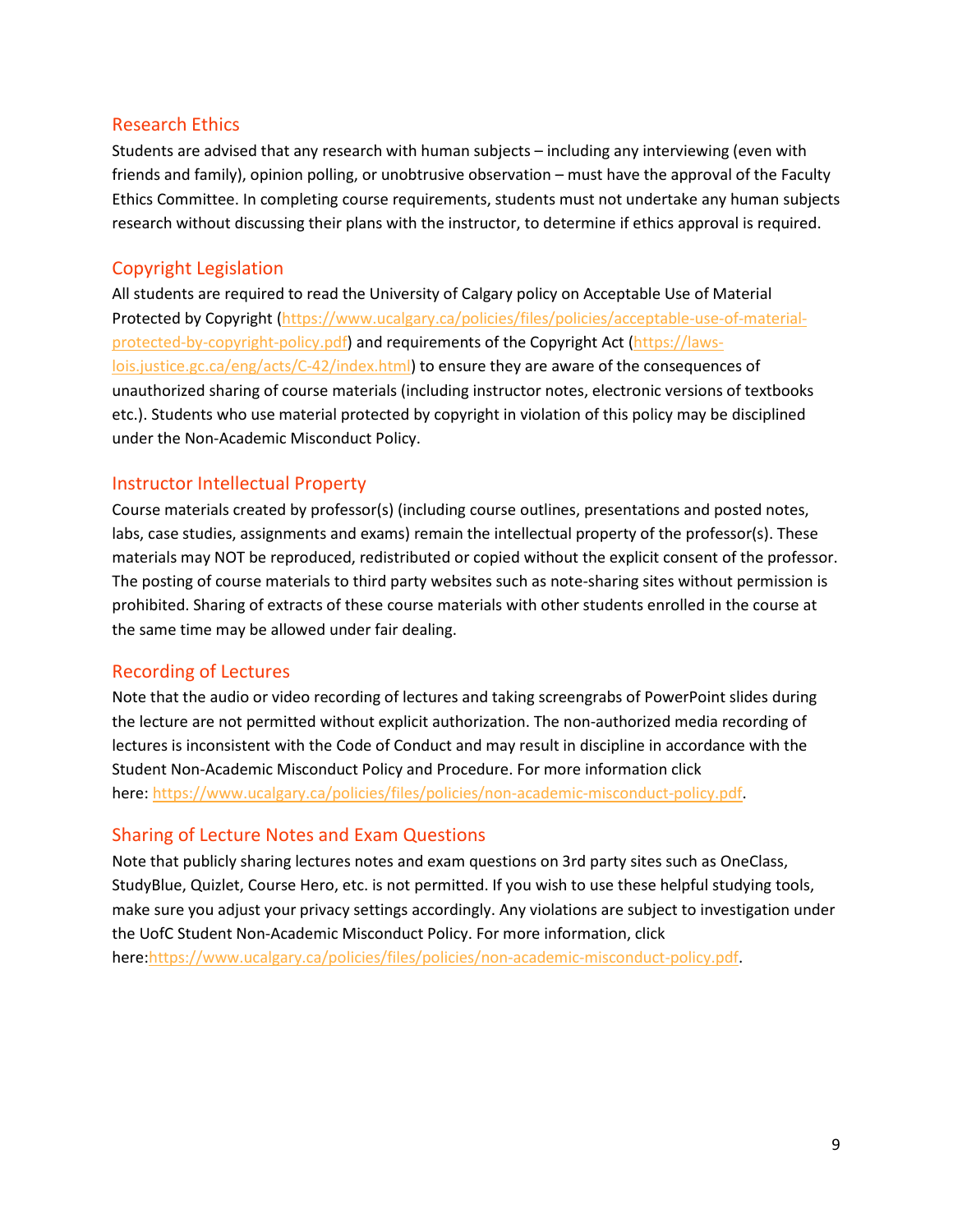## Research Ethics

Students are advised that any research with human subjects – including any interviewing (even with friends and family), opinion polling, or unobtrusive observation – must have the approval of the Faculty Ethics Committee. In completing course requirements, students must not undertake any human subjects research without discussing their plans with the instructor, to determine if ethics approval is required.

## Copyright Legislation

All students are required to read the University of Calgary policy on Acceptable Use of Material Protected by Copyright (https://www.ucalgary.ca/policies/files/policies/acceptable-use-of-material-protected-by-copyright-policy.pdf) and requirements of the Copyright Act (https://laws-lois.justice.gc.ca/eng/acts/C-42/index.html) to ensure they are aware of the consequences of unauthorized sharing of course materials (including instructor notes, electronic versions of textbooks etc.). Students who use material protected by copyright in violation of this policy may be disciplined under the Non-Academic Misconduct Policy.

## Instructor Intellectual Property

Course materials created by professor(s) (including course outlines, presentations and posted notes, labs, case studies, assignments and exams) remain the intellectual property of the professor(s). These materials may NOT be reproduced, redistributed or copied without the explicit consent of the professor. The posting of course materials to third party websites such as note-sharing sites without permission is prohibited. Sharing of extracts of these course materials with other students enrolled in the course at the same time may be allowed under fair dealing.

## Recording of Lectures

Note that the audio or video recording of lectures and taking screengrabs of PowerPoint slides during the lecture are not permitted without explicit authorization. The non-authorized media recording of lectures is inconsistent with the Code of Conduct and may result in discipline in accordance with the Student Non-Academic Misconduct Policy and Procedure. For more information click here: https://www.ucalgary.ca/policies/files/policies/non-academic-misconduct-policy.pdf.

## Sharing of Lecture Notes and Exam Questions

Note that publicly sharing lectures notes and exam questions on 3rd party sites such as OneClass, StudyBlue, Quizlet, Course Hero, etc. is not permitted. If you wish to use these helpful studying tools, make sure you adjust your privacy settings accordingly. Any violations are subject to investigation under the UofC Student Non-Academic Misconduct Policy. For more information, click here:https://www.ucalgary.ca/policies/files/policies/non-academic-misconduct-policy.pdf.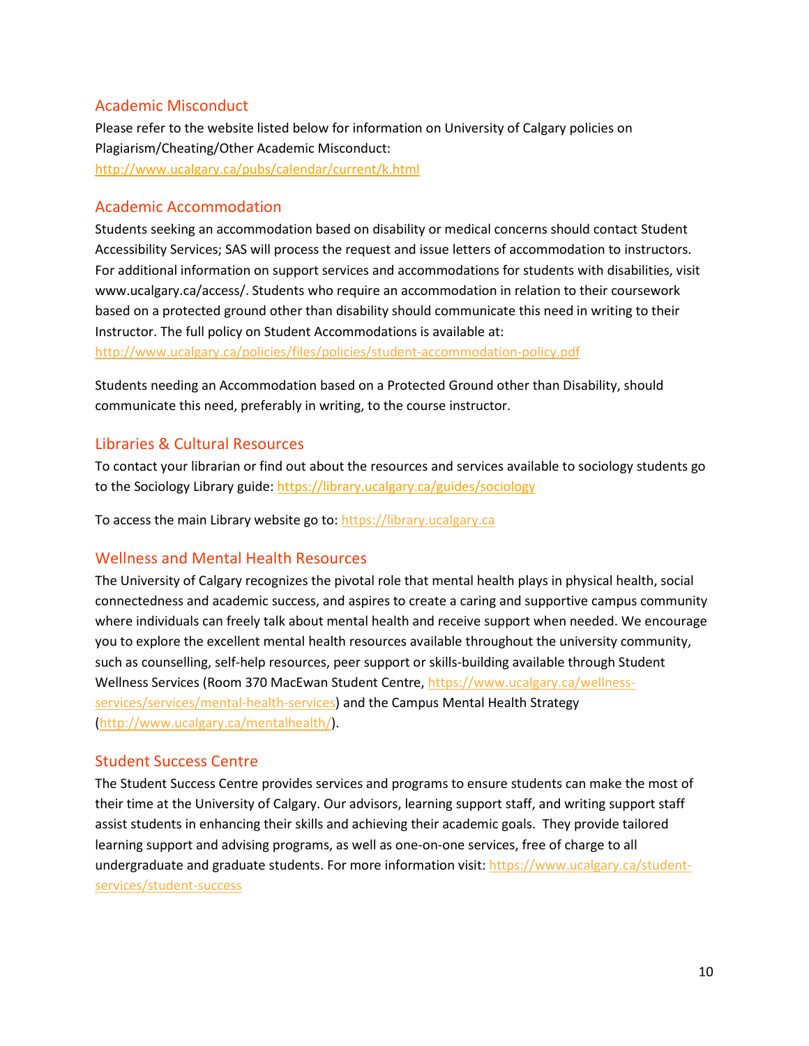## Academic Misconduct

Please refer to the website listed below for information on University of Calgary policies on Plagiarism/Cheating/Other Academic Misconduct:
http://www.ucalgary.ca/pubs/calendar/current/k.html

## Academic Accommodation

Students seeking an accommodation based on disability or medical concerns should contact Student Accessibility Services; SAS will process the request and issue letters of accommodation to instructors. For additional information on support services and accommodations for students with disabilities, visit www.ucalgary.ca/access/. Students who require an accommodation in relation to their coursework based on a protected ground other than disability should communicate this need in writing to their Instructor. The full policy on Student Accommodations is available at:
http://www.ucalgary.ca/policies/files/policies/student-accommodation-policy.pdf

Students needing an Accommodation based on a Protected Ground other than Disability, should communicate this need, preferably in writing, to the course instructor.

## Libraries & Cultural Resources

To contact your librarian or find out about the resources and services available to sociology students go to the Sociology Library guide: https://library.ucalgary.ca/guides/sociology

To access the main Library website go to: https://library.ucalgary.ca

## Wellness and Mental Health Resources

The University of Calgary recognizes the pivotal role that mental health plays in physical health, social connectedness and academic success, and aspires to create a caring and supportive campus community where individuals can freely talk about mental health and receive support when needed. We encourage you to explore the excellent mental health resources available throughout the university community, such as counselling, self-help resources, peer support or skills-building available through Student Wellness Services (Room 370 MacEwan Student Centre, https://www.ucalgary.ca/wellness-services/services/mental-health-services) and the Campus Mental Health Strategy (http://www.ucalgary.ca/mentalhealth/).

## Student Success Centre

The Student Success Centre provides services and programs to ensure students can make the most of their time at the University of Calgary. Our advisors, learning support staff, and writing support staff assist students in enhancing their skills and achieving their academic goals. They provide tailored learning support and advising programs, as well as one-on-one services, free of charge to all undergraduate and graduate students. For more information visit: https://www.ucalgary.ca/student-services/student-success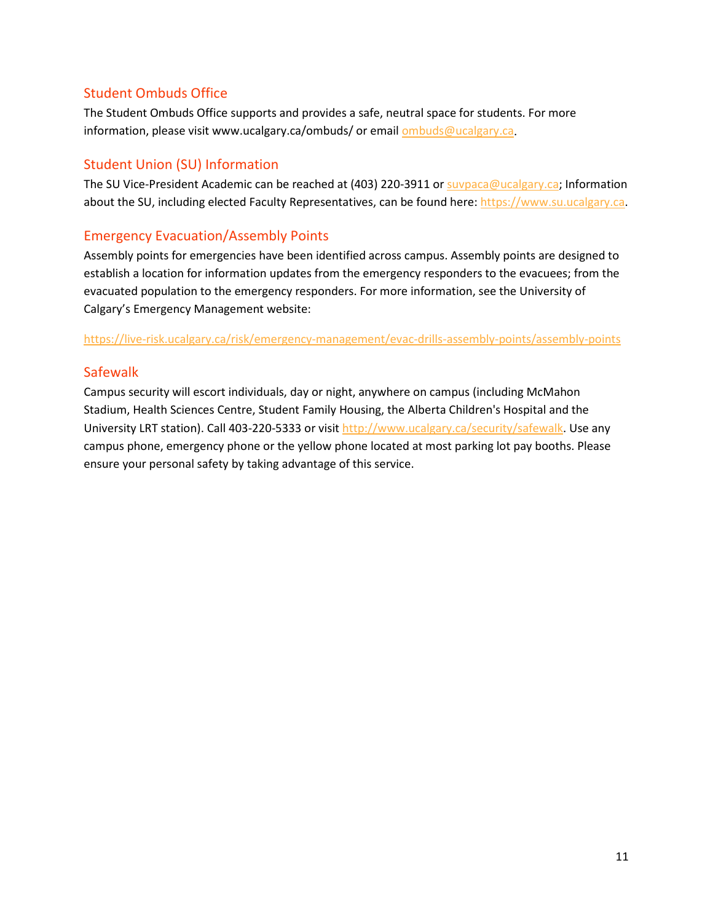## Student Ombuds Office

The Student Ombuds Office supports and provides a safe, neutral space for students. For more information, please visit www.ucalgary.ca/ombuds/ or email ombuds@ucalgary.ca.

## Student Union (SU) Information

The SU Vice-President Academic can be reached at (403) 220-3911 or suvpaca@ucalgary.ca; Information about the SU, including elected Faculty Representatives, can be found here: https://www.su.ucalgary.ca.

## Emergency Evacuation/Assembly Points

Assembly points for emergencies have been identified across campus. Assembly points are designed to establish a location for information updates from the emergency responders to the evacuees; from the evacuated population to the emergency responders. For more information, see the University of Calgary's Emergency Management website:

https://live-risk.ucalgary.ca/risk/emergency-management/evac-drills-assembly-points/assembly-points

## Safewalk

Campus security will escort individuals, day or night, anywhere on campus (including McMahon Stadium, Health Sciences Centre, Student Family Housing, the Alberta Children's Hospital and the University LRT station). Call 403-220-5333 or visit http://www.ucalgary.ca/security/safewalk. Use any campus phone, emergency phone or the yellow phone located at most parking lot pay booths. Please ensure your personal safety by taking advantage of this service.